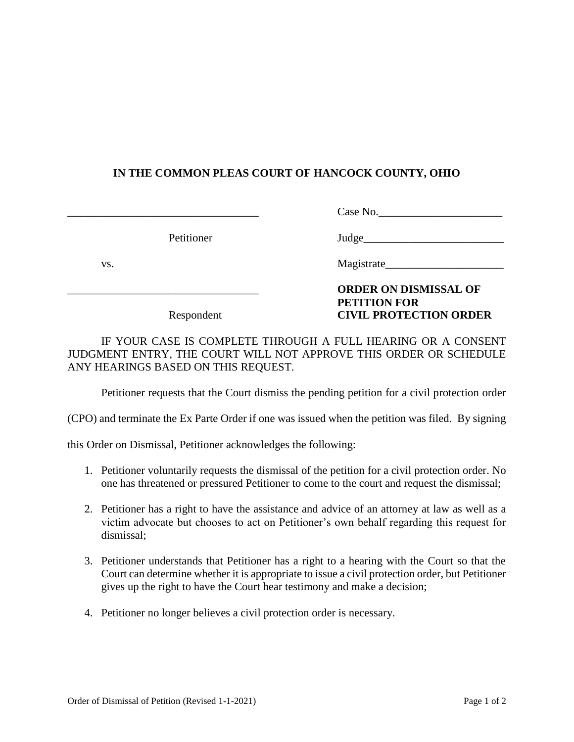**IN THE COMMON PLEAS COURT OF HANCOCK COUNTY, OHIO**

| | |
|---|---|
| ______________________________ | Case No.______________________ |
| Petitioner | Judge_________________________ |
| vs. | Magistrate_____________________ |
| ______________________________ | **ORDER ON DISMISSAL OF PETITION FOR** |
| Respondent | **CIVIL PROTECTION ORDER** |

IF YOUR CASE IS COMPLETE THROUGH A FULL HEARING OR A CONSENT JUDGMENT ENTRY, THE COURT WILL NOT APPROVE THIS ORDER OR SCHEDULE ANY HEARINGS BASED ON THIS REQUEST.

Petitioner requests that the Court dismiss the pending petition for a civil protection order (CPO) and terminate the Ex Parte Order if one was issued when the petition was filed. By signing this Order on Dismissal, Petitioner acknowledges the following:

1. Petitioner voluntarily requests the dismissal of the petition for a civil protection order. No one has threatened or pressured Petitioner to come to the court and request the dismissal;

2. Petitioner has a right to have the assistance and advice of an attorney at law as well as a victim advocate but chooses to act on Petitioner's own behalf regarding this request for dismissal;

3. Petitioner understands that Petitioner has a right to a hearing with the Court so that the Court can determine whether it is appropriate to issue a civil protection order, but Petitioner gives up the right to have the Court hear testimony and make a decision;

4. Petitioner no longer believes a civil protection order is necessary.

Order of Dismissal of Petition (Revised 1-1-2021)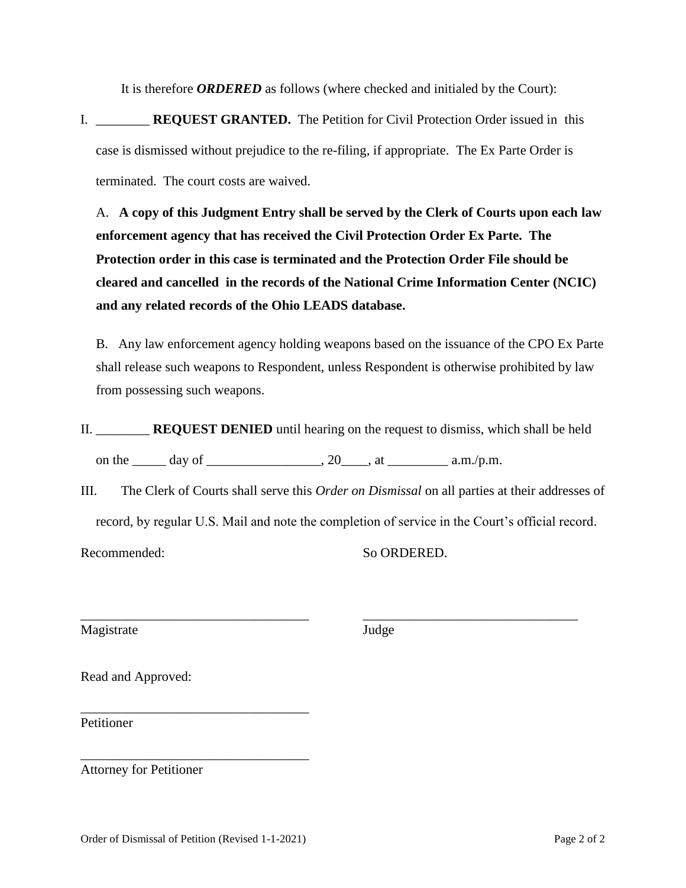It is therefore ***ORDERED*** as follows (where checked and initialed by the Court):

I. ________ **REQUEST GRANTED.** The Petition for Civil Protection Order issued in this case is dismissed without prejudice to the re-filing, if appropriate. The Ex Parte Order is terminated. The court costs are waived.

A. **A copy of this Judgment Entry shall be served by the Clerk of Courts upon each law enforcement agency that has received the Civil Protection Order Ex Parte. The Protection order in this case is terminated and the Protection Order File should be cleared and cancelled in the records of the National Crime Information Center (NCIC) and any related records of the Ohio LEADS database.**

B. Any law enforcement agency holding weapons based on the issuance of the CPO Ex Parte shall release such weapons to Respondent, unless Respondent is otherwise prohibited by law from possessing such weapons.

II. ________ **REQUEST DENIED** until hearing on the request to dismiss, which shall be held on the _____ day of _________________, 20____, at _________ a.m./p.m.

III. The Clerk of Courts shall serve this *Order on Dismissal* on all parties at their addresses of record, by regular U.S. Mail and note the completion of service in the Court's official record.

Recommended: So ORDERED.

__________________________________
Magistrate

__________________________________
Judge

Read and Approved:

__________________________________
Petitioner

__________________________________
Attorney for Petitioner

Order of Dismissal of Petition (Revised 1-1-2021)